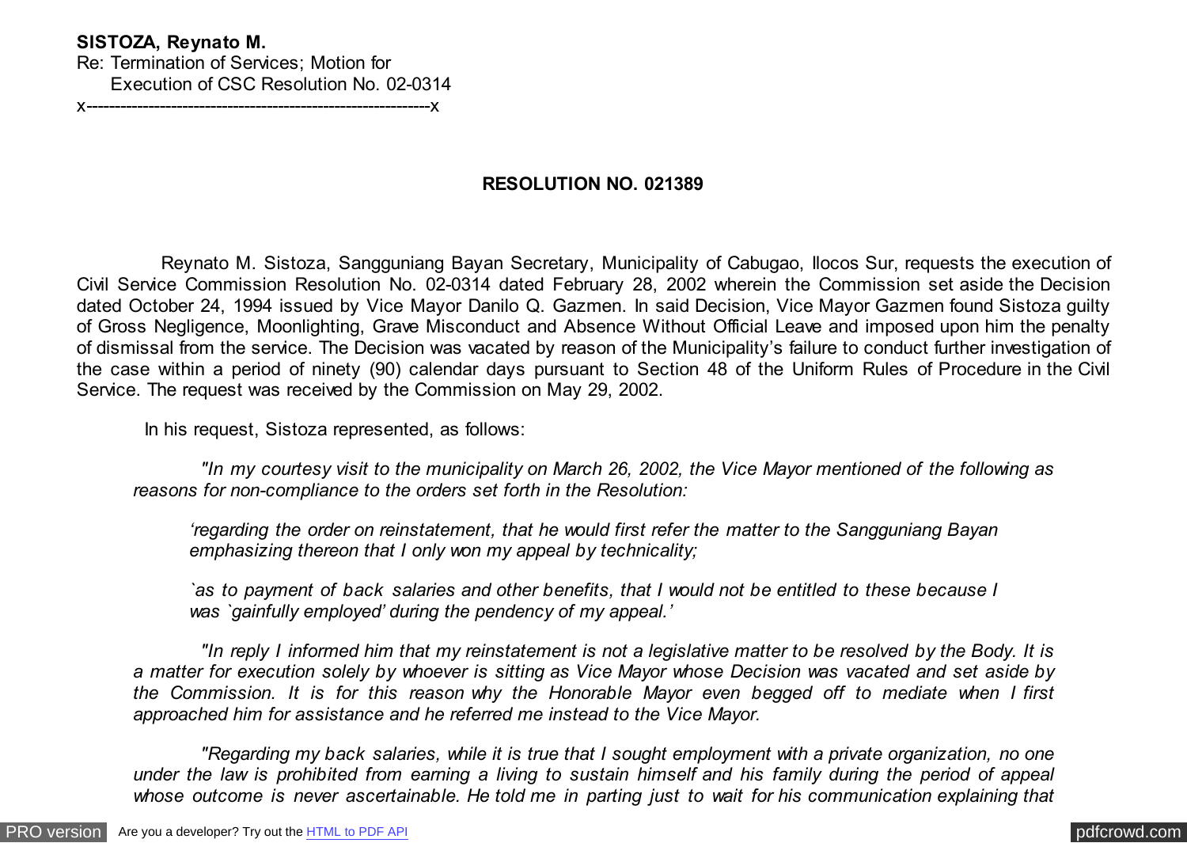**SISTOZA, Reynato M.**
Re: Termination of Services; Motion for
Execution of CSC Resolution No. 02-0314
x------------------------------------------------------------x

**RESOLUTION NO. 021389**

Reynato M. Sistoza, Sangguniang Bayan Secretary, Municipality of Cabugao, Ilocos Sur, requests the execution of Civil Service Commission Resolution No. 02-0314 dated February 28, 2002 wherein the Commission set aside the Decision dated October 24, 1994 issued by Vice Mayor Danilo Q. Gazmen. In said Decision, Vice Mayor Gazmen found Sistoza guilty of Gross Negligence, Moonlighting, Grave Misconduct and Absence Without Official Leave and imposed upon him the penalty of dismissal from the service. The Decision was vacated by reason of the Municipality's failure to conduct further investigation of the case within a period of ninety (90) calendar days pursuant to Section 48 of the Uniform Rules of Procedure in the Civil Service. The request was received by the Commission on May 29, 2002.

In his request, Sistoza represented, as follows:

> *"In my courtesy visit to the municipality on March 26, 2002, the Vice Mayor mentioned of the following as reasons for non-compliance to the orders set forth in the Resolution:*
>
> > *'regarding the order on reinstatement, that he would first refer the matter to the Sangguniang Bayan emphasizing thereon that I only won my appeal by technicality;*
> >
> > *`as to payment of back salaries and other benefits, that I would not be entitled to these because I was `gainfully employed' during the pendency of my appeal.'*
>
> *"In reply I informed him that my reinstatement is not a legislative matter to be resolved by the Body. It is a matter for execution solely by whoever is sitting as Vice Mayor whose Decision was vacated and set aside by the Commission. It is for this reason why the Honorable Mayor even begged off to mediate when I first approached him for assistance and he referred me instead to the Vice Mayor.*
>
> *"Regarding my back salaries, while it is true that I sought employment with a private organization, no one under the law is prohibited from earning a living to sustain himself and his family during the period of appeal whose outcome is never ascertainable. He told me in parting just to wait for his communication explaining that*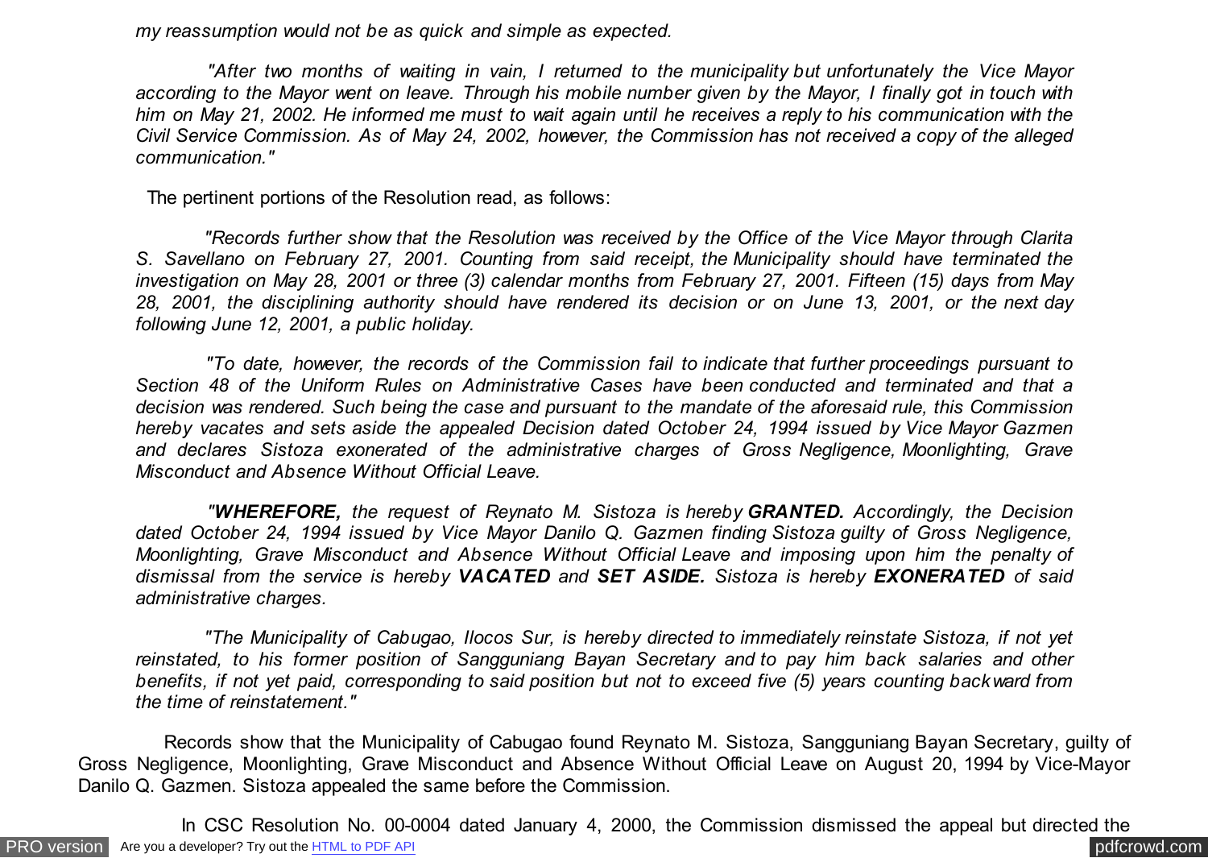*my reassumption would not be as quick and simple as expected.*

*"After two months of waiting in vain, I returned to the municipality but unfortunately the Vice Mayor according to the Mayor went on leave. Through his mobile number given by the Mayor, I finally got in touch with him on May 21, 2002. He informed me must to wait again until he receives a reply to his communication with the Civil Service Commission. As of May 24, 2002, however, the Commission has not received a copy of the alleged communication."*

The pertinent portions of the Resolution read, as follows:

*"Records further show that the Resolution was received by the Office of the Vice Mayor through Clarita S. Savellano on February 27, 2001. Counting from said receipt, the Municipality should have terminated the investigation on May 28, 2001 or three (3) calendar months from February 27, 2001. Fifteen (15) days from May 28, 2001, the disciplining authority should have rendered its decision or on June 13, 2001, or the next day following June 12, 2001, a public holiday.*

*"To date, however, the records of the Commission fail to indicate that further proceedings pursuant to Section 48 of the Uniform Rules on Administrative Cases have been conducted and terminated and that a decision was rendered. Such being the case and pursuant to the mandate of the aforesaid rule, this Commission hereby vacates and sets aside the appealed Decision dated October 24, 1994 issued by Vice Mayor Gazmen and declares Sistoza exonerated of the administrative charges of Gross Negligence, Moonlighting, Grave Misconduct and Absence Without Official Leave.*

*"**WHEREFORE,** the request of Reynato M. Sistoza is hereby **GRANTED.** Accordingly, the Decision dated October 24, 1994 issued by Vice Mayor Danilo Q. Gazmen finding Sistoza guilty of Gross Negligence, Moonlighting, Grave Misconduct and Absence Without Official Leave and imposing upon him the penalty of dismissal from the service is hereby **VACATED** and **SET ASIDE.** Sistoza is hereby **EXONERATED** of said administrative charges.*

*"The Municipality of Cabugao, Ilocos Sur, is hereby directed to immediately reinstate Sistoza, if not yet reinstated, to his former position of Sangguniang Bayan Secretary and to pay him back salaries and other benefits, if not yet paid, corresponding to said position but not to exceed five (5) years counting backward from the time of reinstatement."*

Records show that the Municipality of Cabugao found Reynato M. Sistoza, Sangguniang Bayan Secretary, guilty of Gross Negligence, Moonlighting, Grave Misconduct and Absence Without Official Leave on August 20, 1994 by Vice-Mayor Danilo Q. Gazmen. Sistoza appealed the same before the Commission.

In CSC Resolution No. 00-0004 dated January 4, 2000, the Commission dismissed the appeal but directed the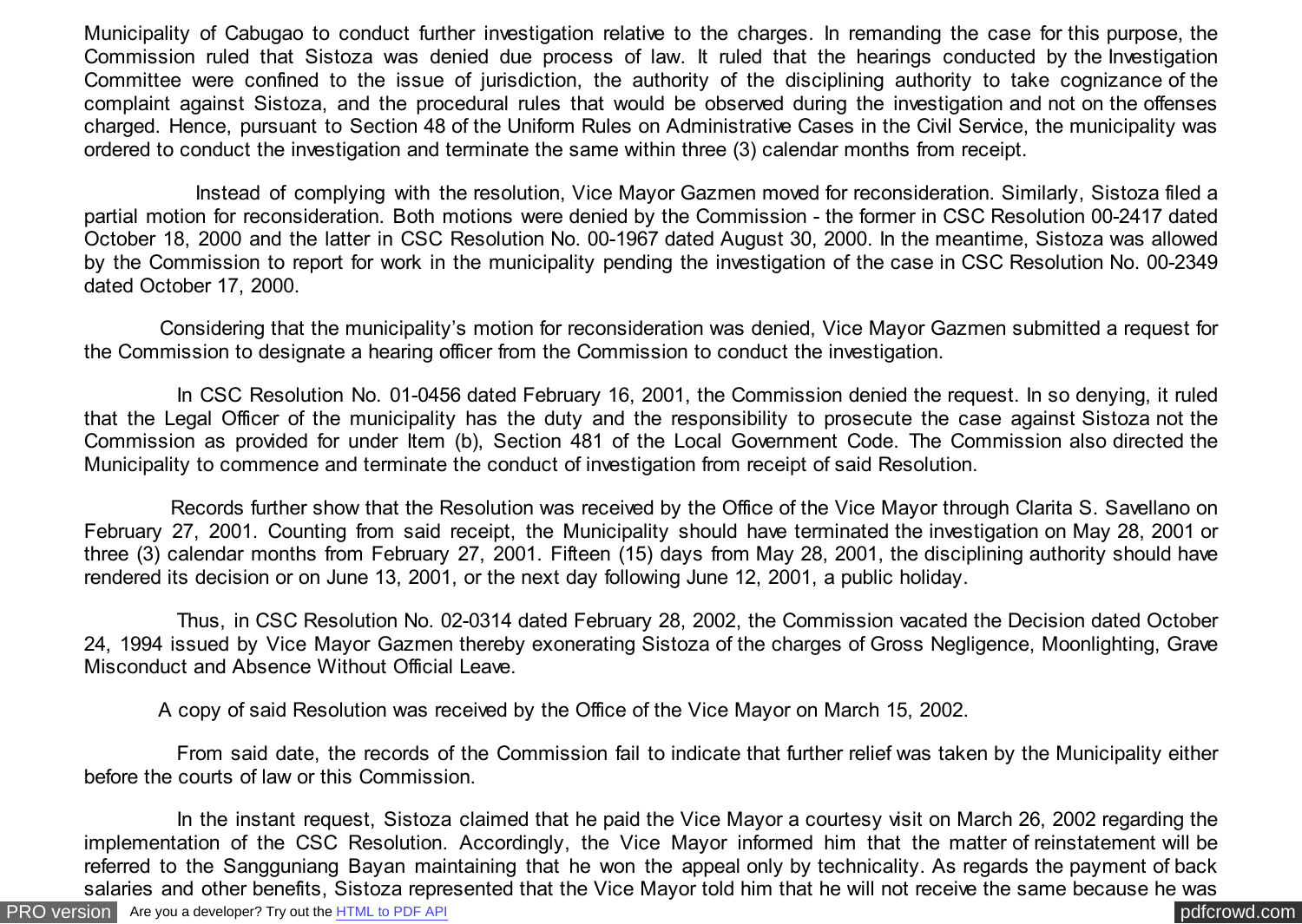Municipality of Cabugao to conduct further investigation relative to the charges. In remanding the case for this purpose, the Commission ruled that Sistoza was denied due process of law. It ruled that the hearings conducted by the Investigation Committee were confined to the issue of jurisdiction, the authority of the disciplining authority to take cognizance of the complaint against Sistoza, and the procedural rules that would be observed during the investigation and not on the offenses charged. Hence, pursuant to Section 48 of the Uniform Rules on Administrative Cases in the Civil Service, the municipality was ordered to conduct the investigation and terminate the same within three (3) calendar months from receipt.

Instead of complying with the resolution, Vice Mayor Gazmen moved for reconsideration. Similarly, Sistoza filed a partial motion for reconsideration. Both motions were denied by the Commission - the former in CSC Resolution 00-2417 dated October 18, 2000 and the latter in CSC Resolution No. 00-1967 dated August 30, 2000. In the meantime, Sistoza was allowed by the Commission to report for work in the municipality pending the investigation of the case in CSC Resolution No. 00-2349 dated October 17, 2000.

Considering that the municipality's motion for reconsideration was denied, Vice Mayor Gazmen submitted a request for the Commission to designate a hearing officer from the Commission to conduct the investigation.

In CSC Resolution No. 01-0456 dated February 16, 2001, the Commission denied the request. In so denying, it ruled that the Legal Officer of the municipality has the duty and the responsibility to prosecute the case against Sistoza not the Commission as provided for under Item (b), Section 481 of the Local Government Code. The Commission also directed the Municipality to commence and terminate the conduct of investigation from receipt of said Resolution.

Records further show that the Resolution was received by the Office of the Vice Mayor through Clarita S. Savellano on February 27, 2001. Counting from said receipt, the Municipality should have terminated the investigation on May 28, 2001 or three (3) calendar months from February 27, 2001. Fifteen (15) days from May 28, 2001, the disciplining authority should have rendered its decision or on June 13, 2001, or the next day following June 12, 2001, a public holiday.

Thus, in CSC Resolution No. 02-0314 dated February 28, 2002, the Commission vacated the Decision dated October 24, 1994 issued by Vice Mayor Gazmen thereby exonerating Sistoza of the charges of Gross Negligence, Moonlighting, Grave Misconduct and Absence Without Official Leave.

A copy of said Resolution was received by the Office of the Vice Mayor on March 15, 2002.

From said date, the records of the Commission fail to indicate that further relief was taken by the Municipality either before the courts of law or this Commission.

In the instant request, Sistoza claimed that he paid the Vice Mayor a courtesy visit on March 26, 2002 regarding the implementation of the CSC Resolution. Accordingly, the Vice Mayor informed him that the matter of reinstatement will be referred to the Sangguniang Bayan maintaining that he won the appeal only by technicality. As regards the payment of back salaries and other benefits, Sistoza represented that the Vice Mayor told him that he will not receive the same because he was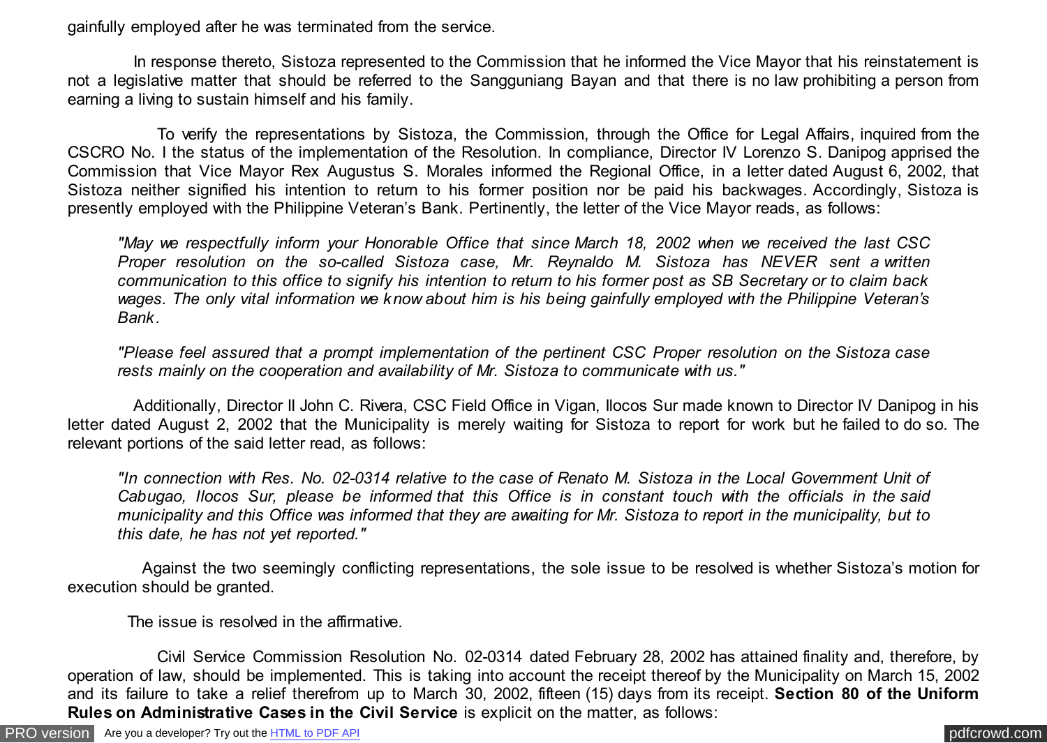gainfully employed after he was terminated from the service.

In response thereto, Sistoza represented to the Commission that he informed the Vice Mayor that his reinstatement is not a legislative matter that should be referred to the Sangguniang Bayan and that there is no law prohibiting a person from earning a living to sustain himself and his family.

To verify the representations by Sistoza, the Commission, through the Office for Legal Affairs, inquired from the CSCRO No. I the status of the implementation of the Resolution. In compliance, Director IV Lorenzo S. Danipog apprised the Commission that Vice Mayor Rex Augustus S. Morales informed the Regional Office, in a letter dated August 6, 2002, that Sistoza neither signified his intention to return to his former position nor be paid his backwages. Accordingly, Sistoza is presently employed with the Philippine Veteran's Bank. Pertinently, the letter of the Vice Mayor reads, as follows:

> *"May we respectfully inform your Honorable Office that since March 18, 2002 when we received the last CSC Proper resolution on the so-called Sistoza case, Mr. Reynaldo M. Sistoza has NEVER sent a written communication to this office to signify his intention to return to his former post as SB Secretary or to claim back wages. The only vital information we know about him is his being gainfully employed with the Philippine Veteran's Bank.*
>
> *"Please feel assured that a prompt implementation of the pertinent CSC Proper resolution on the Sistoza case rests mainly on the cooperation and availability of Mr. Sistoza to communicate with us."*

Additionally, Director II John C. Rivera, CSC Field Office in Vigan, Ilocos Sur made known to Director IV Danipog in his letter dated August 2, 2002 that the Municipality is merely waiting for Sistoza to report for work but he failed to do so. The relevant portions of the said letter read, as follows:

> *"In connection with Res. No. 02-0314 relative to the case of Renato M. Sistoza in the Local Government Unit of Cabugao, Ilocos Sur, please be informed that this Office is in constant touch with the officials in the said municipality and this Office was informed that they are awaiting for Mr. Sistoza to report in the municipality, but to this date, he has not yet reported."*

Against the two seemingly conflicting representations, the sole issue to be resolved is whether Sistoza's motion for execution should be granted.

The issue is resolved in the affirmative.

Civil Service Commission Resolution No. 02-0314 dated February 28, 2002 has attained finality and, therefore, by operation of law, should be implemented. This is taking into account the receipt thereof by the Municipality on March 15, 2002 and its failure to take a relief therefrom up to March 30, 2002, fifteen (15) days from its receipt. **Section 80 of the Uniform Rules on Administrative Cases in the Civil Service** is explicit on the matter, as follows: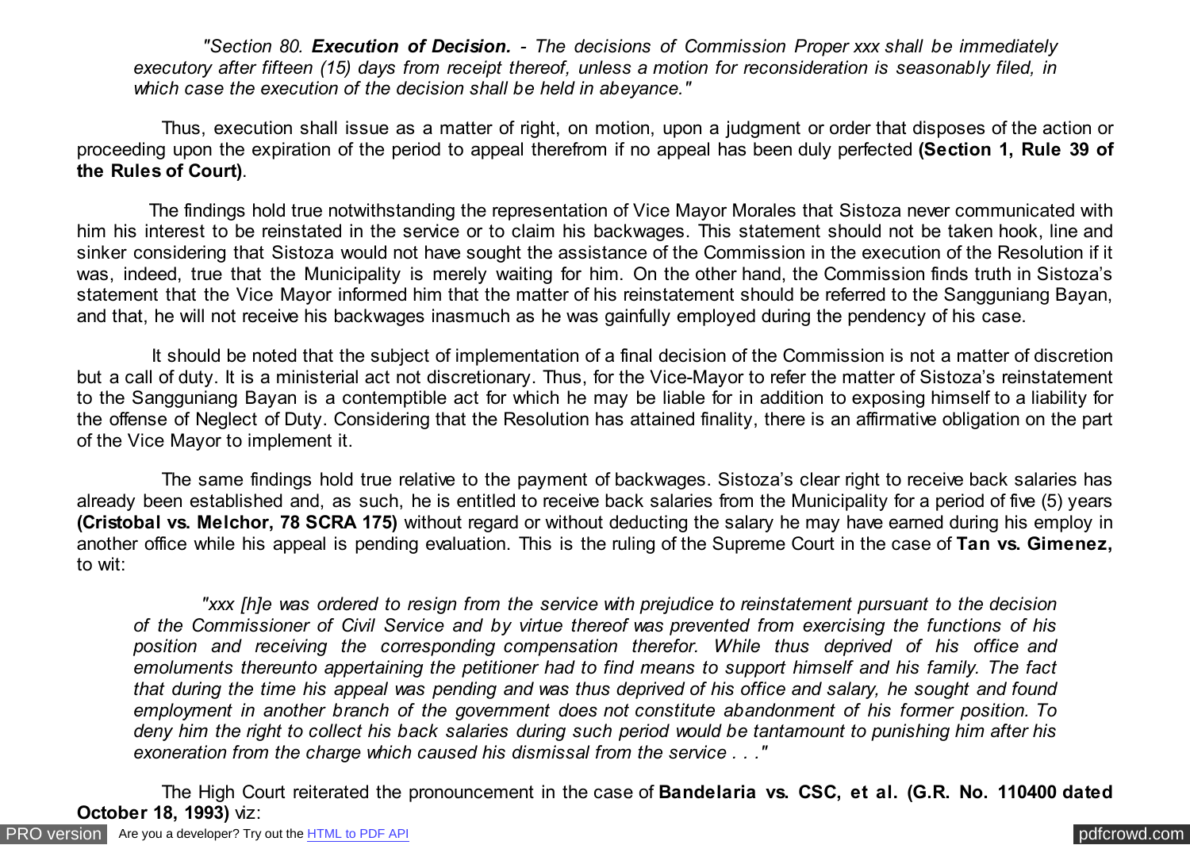> *"Section 80. **Execution of Decision.** - The decisions of Commission Proper xxx shall be immediately executory after fifteen (15) days from receipt thereof, unless a motion for reconsideration is seasonably filed, in which case the execution of the decision shall be held in abeyance."*

Thus, execution shall issue as a matter of right, on motion, upon a judgment or order that disposes of the action or proceeding upon the expiration of the period to appeal therefrom if no appeal has been duly perfected **(Section 1, Rule 39 of the Rules of Court)**.

The findings hold true notwithstanding the representation of Vice Mayor Morales that Sistoza never communicated with him his interest to be reinstated in the service or to claim his backwages. This statement should not be taken hook, line and sinker considering that Sistoza would not have sought the assistance of the Commission in the execution of the Resolution if it was, indeed, true that the Municipality is merely waiting for him. On the other hand, the Commission finds truth in Sistoza's statement that the Vice Mayor informed him that the matter of his reinstatement should be referred to the Sangguniang Bayan, and that, he will not receive his backwages inasmuch as he was gainfully employed during the pendency of his case.

It should be noted that the subject of implementation of a final decision of the Commission is not a matter of discretion but a call of duty. It is a ministerial act not discretionary. Thus, for the Vice-Mayor to refer the matter of Sistoza's reinstatement to the Sangguniang Bayan is a contemptible act for which he may be liable for in addition to exposing himself to a liability for the offense of Neglect of Duty. Considering that the Resolution has attained finality, there is an affirmative obligation on the part of the Vice Mayor to implement it.

The same findings hold true relative to the payment of backwages. Sistoza's clear right to receive back salaries has already been established and, as such, he is entitled to receive back salaries from the Municipality for a period of five (5) years **(Cristobal vs. Melchor, 78 SCRA 175)** without regard or without deducting the salary he may have earned during his employ in another office while his appeal is pending evaluation. This is the ruling of the Supreme Court in the case of **Tan vs. Gimenez,** to wit:

> *"xxx [h]e was ordered to resign from the service with prejudice to reinstatement pursuant to the decision of the Commissioner of Civil Service and by virtue thereof was prevented from exercising the functions of his position and receiving the corresponding compensation therefor. While thus deprived of his office and emoluments thereunto appertaining the petitioner had to find means to support himself and his family. The fact that during the time his appeal was pending and was thus deprived of his office and salary, he sought and found employment in another branch of the government does not constitute abandonment of his former position. To deny him the right to collect his back salaries during such period would be tantamount to punishing him after his exoneration from the charge which caused his dismissal from the service . . ."*

The High Court reiterated the pronouncement in the case of **Bandelaria vs. CSC, et al. (G.R. No. 110400 dated October 18, 1993)** viz: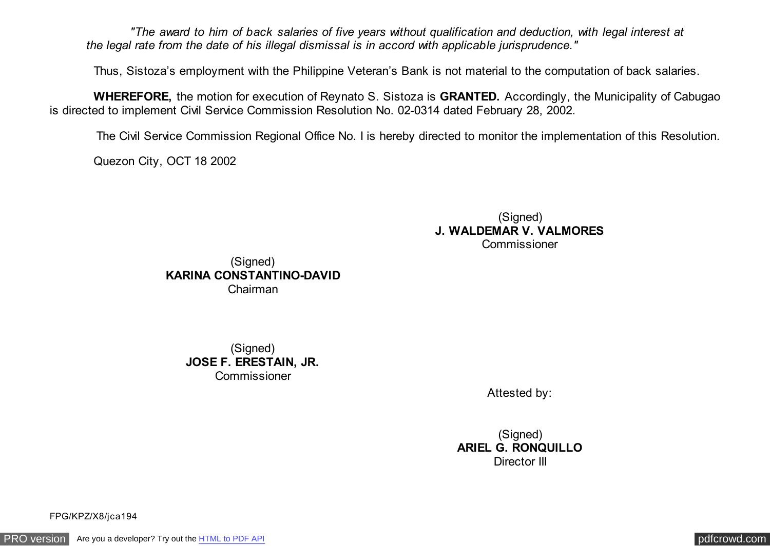*"The award to him of back salaries of five years without qualification and deduction, with legal interest at the legal rate from the date of his illegal dismissal is in accord with applicable jurisprudence."*

Thus, Sistoza's employment with the Philippine Veteran's Bank is not material to the computation of back salaries.

**WHEREFORE,** the motion for execution of Reynato S. Sistoza is **GRANTED.** Accordingly, the Municipality of Cabugao is directed to implement Civil Service Commission Resolution No. 02-0314 dated February 28, 2002.

The Civil Service Commission Regional Office No. I is hereby directed to monitor the implementation of this Resolution.

Quezon City, OCT 18 2002

(Signed)
**J. WALDEMAR V. VALMORES**
Commissioner

(Signed)
**KARINA CONSTANTINO-DAVID**
Chairman

(Signed)
**JOSE F. ERESTAIN, JR.**
Commissioner

Attested by:

(Signed)
**ARIEL G. RONQUILLO**
Director III

FPG/KPZ/X8/jca194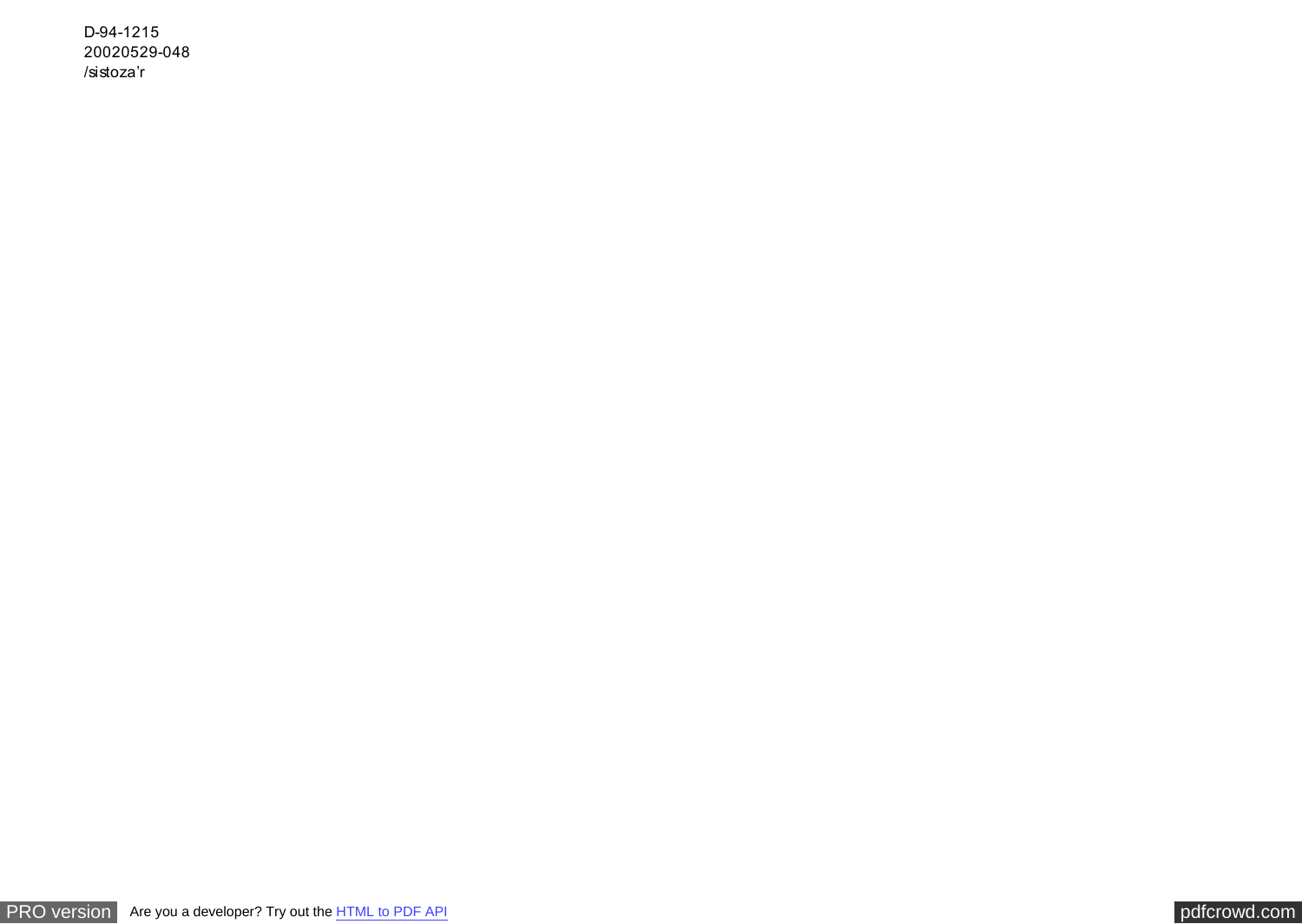D-94-1215
20020529-048
/sistoza'r